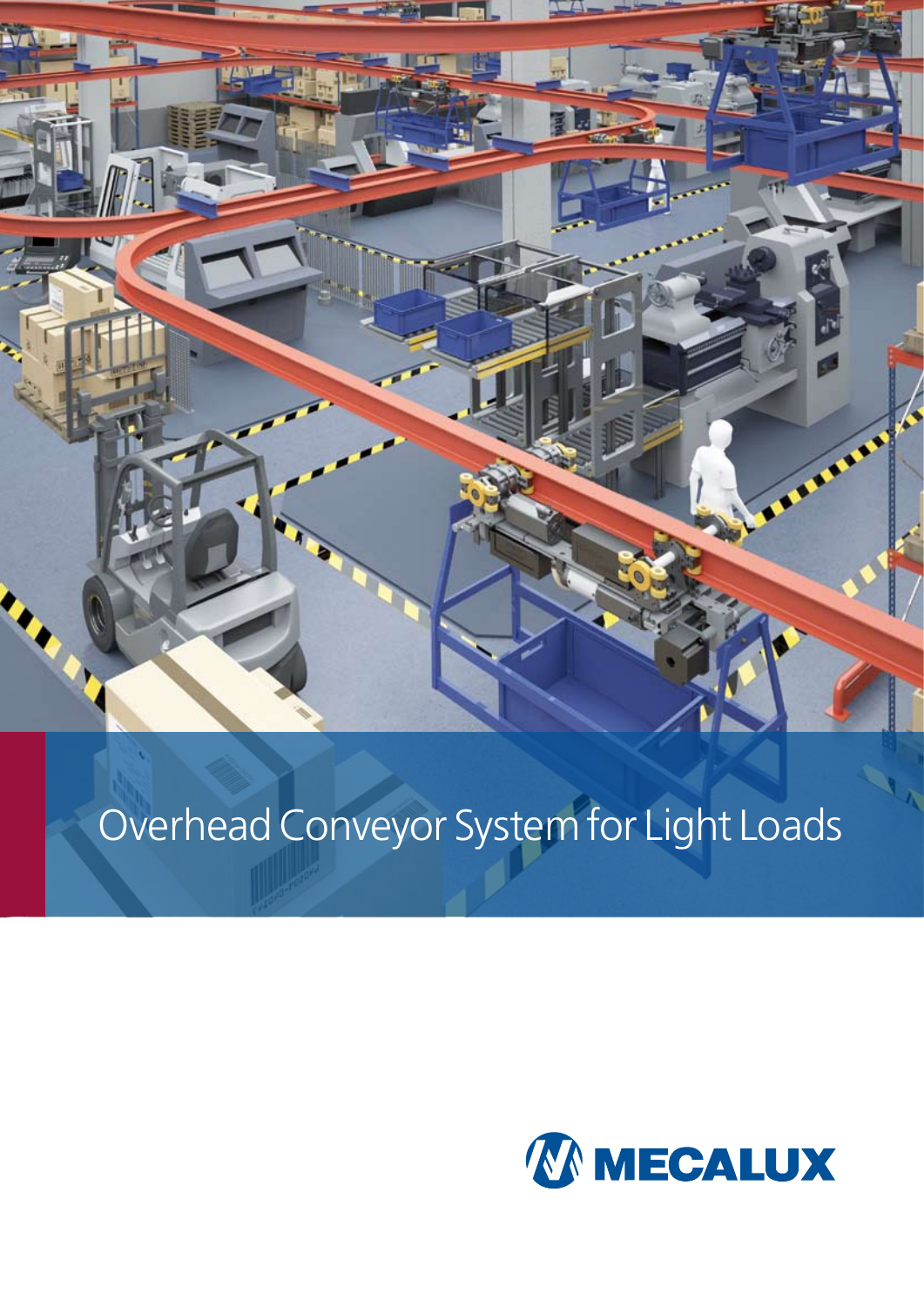# Overhead Conveyor System for Light Loads

MECALUX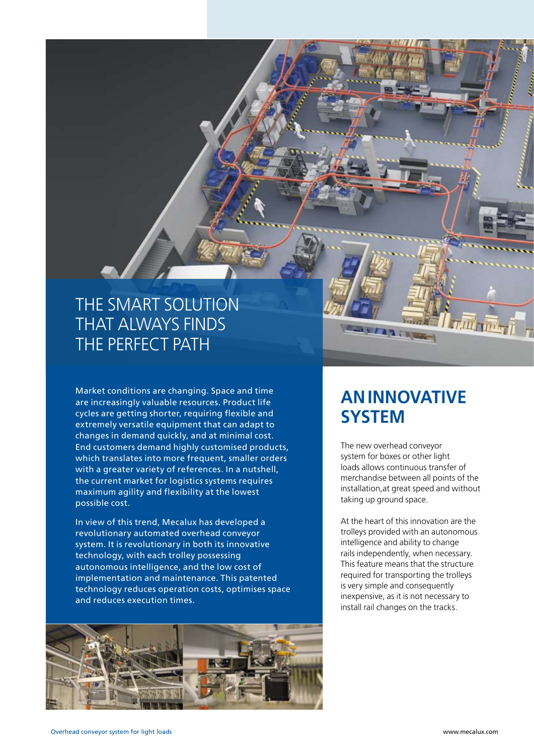# THE SMART SOLUTION THAT ALWAYS FINDS THE PERFECT PATH

Market conditions are changing. Space and time are increasingly valuable resources. Product life cycles are getting shorter, requiring flexible and extremely versatile equipment that can adapt to changes in demand quickly, and at minimal cost. End customers demand highly customised products, which translates into more frequent, smaller orders with a greater variety of references. In a nutshell, the current market for logistics systems requires maximum agility and flexibility at the lowest possible cost.

In view of this trend, Mecalux has developed a revolutionary automated overhead conveyor system. It is revolutionary in both its innovative technology, with each trolley possessing autonomous intelligence, and the low cost of implementation and maintenance. This patented technology reduces operation costs, optimises space and reduces execution times.

## AN INNOVATIVE SYSTEM

The new overhead conveyor system for boxes or other light loads allows continuous transfer of merchandise between all points of the installation,at great speed and without taking up ground space.

At the heart of this innovation are the trolleys provided with an autonomous intelligence and ability to change rails independently, when necessary. This feature means that the structure required for transporting the trolleys is very simple and consequently inexpensive, as it is not necessary to install rail changes on the tracks.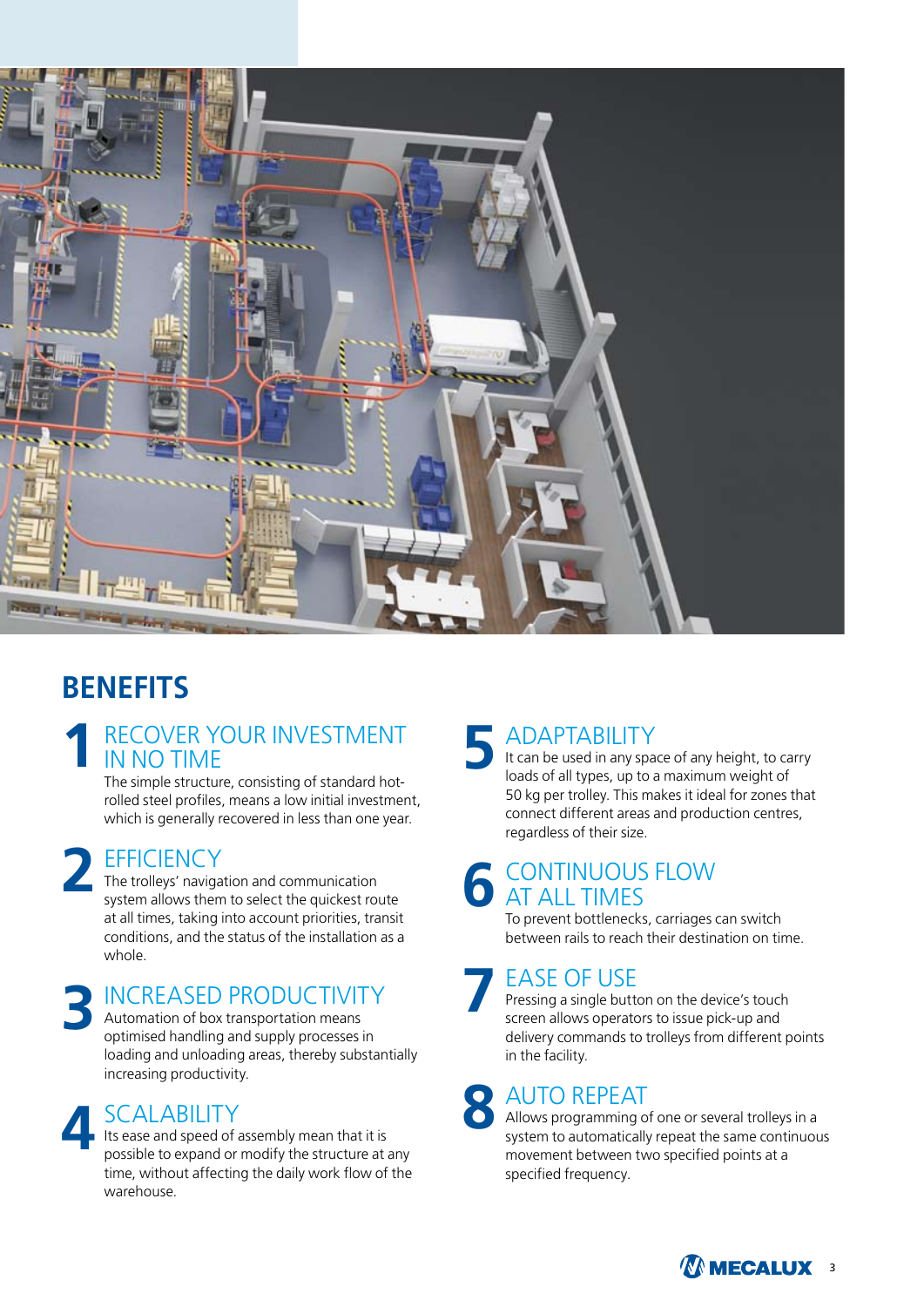## BENEFITS

### 1 RECOVER YOUR INVESTMENT IN NO TIME

The simple structure, consisting of standard hot-rolled steel profiles, means a low initial investment, which is generally recovered in less than one year.

### 2 EFFICIENCY

The trolleys' navigation and communication system allows them to select the quickest route at all times, taking into account priorities, transit conditions, and the status of the installation as a whole.

### 3 INCREASED PRODUCTIVITY

Automation of box transportation means optimised handling and supply processes in loading and unloading areas, thereby substantially increasing productivity.

### 4 SCALABILITY

Its ease and speed of assembly mean that it is possible to expand or modify the structure at any time, without affecting the daily work flow of the warehouse.

### 5 ADAPTABILITY

It can be used in any space of any height, to carry loads of all types, up to a maximum weight of 50 kg per trolley. This makes it ideal for zones that connect different areas and production centres, regardless of their size.

### 6 CONTINUOUS FLOW AT ALL TIMES

To prevent bottlenecks, carriages can switch between rails to reach their destination on time.

### 7 EASE OF USE

Pressing a single button on the device's touch screen allows operators to issue pick-up and delivery commands to trolleys from different points in the facility.

### 8 AUTO REPEAT

Allows programming of one or several trolleys in a system to automatically repeat the same continuous movement between two specified points at a specified frequency.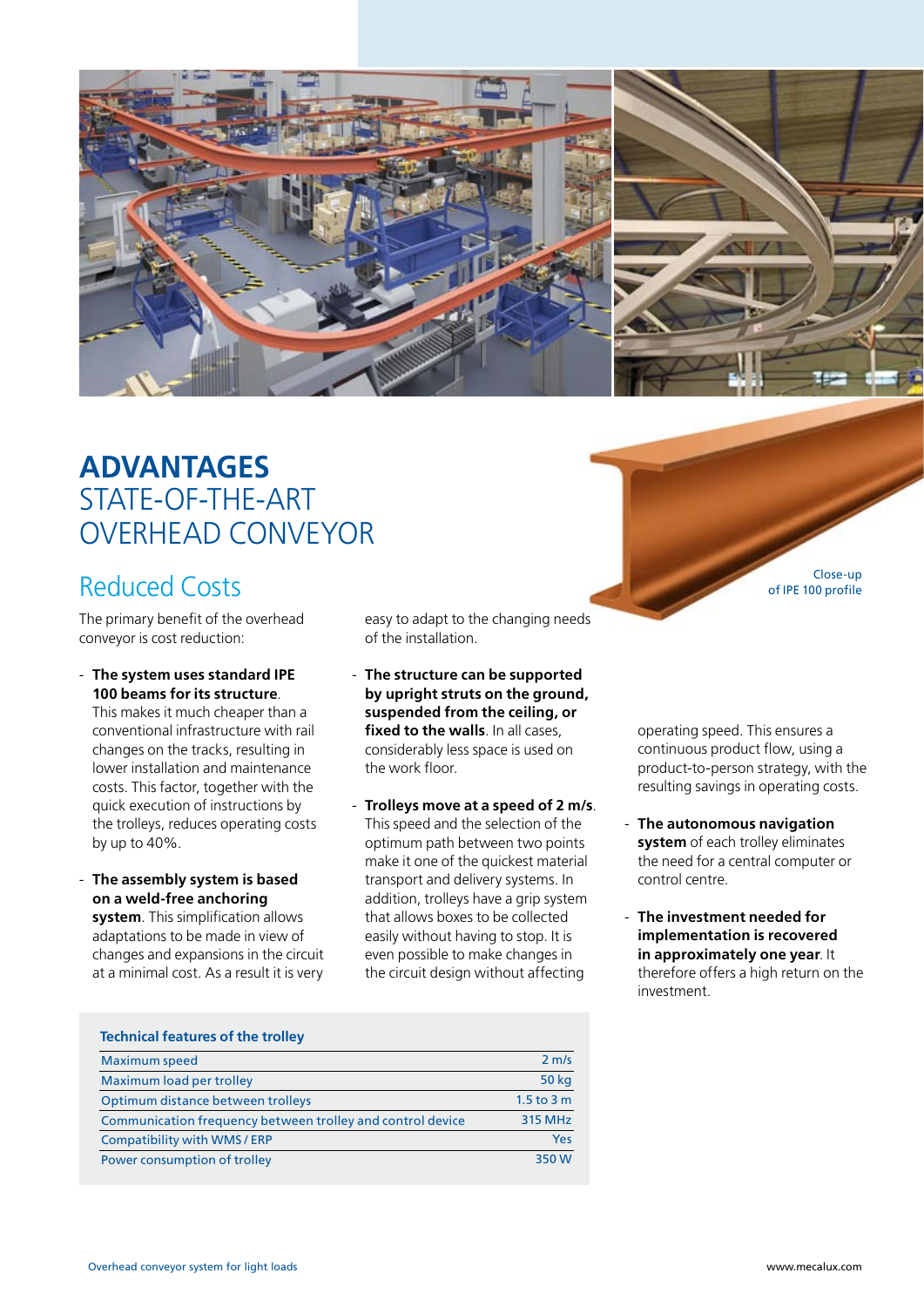# ADVANTAGES
# STATE-OF-THE-ART OVERHEAD CONVEYOR

Close-up of IPE 100 profile

## Reduced Costs

The primary benefit of the overhead conveyor is cost reduction:

- **The system uses standard IPE 100 beams for its structure**. This makes it much cheaper than a conventional infrastructure with rail changes on the tracks, resulting in lower installation and maintenance costs. This factor, together with the quick execution of instructions by the trolleys, reduces operating costs by up to 40%.

- **The assembly system is based on a weld-free anchoring system**. This simplification allows adaptations to be made in view of changes and expansions in the circuit at a minimal cost. As a result it is very easy to adapt to the changing needs of the installation.

- **The structure can be supported by upright struts on the ground, suspended from the ceiling, or fixed to the walls**. In all cases, considerably less space is used on the work floor.

- **Trolleys move at a speed of 2 m/s**. This speed and the selection of the optimum path between two points make it one of the quickest material transport and delivery systems. In addition, trolleys have a grip system that allows boxes to be collected easily without having to stop. It is even possible to make changes in the circuit design without affecting operating speed. This ensures a continuous product flow, using a product-to-person strategy, with the resulting savings in operating costs.

- **The autonomous navigation system** of each trolley eliminates the need for a central computer or control centre.

- **The investment needed for implementation is recovered in approximately one year**. It therefore offers a high return on the investment.

| Technical features of the trolley | |
|---|---|
| Maximum speed | 2 m/s |
| Maximum load per trolley | 50 kg |
| Optimum distance between trolleys | 1.5 to 3 m |
| Communication frequency between trolley and control device | 315 MHz |
| Compatibility with WMS / ERP | Yes |
| Power consumption of trolley | 350 W |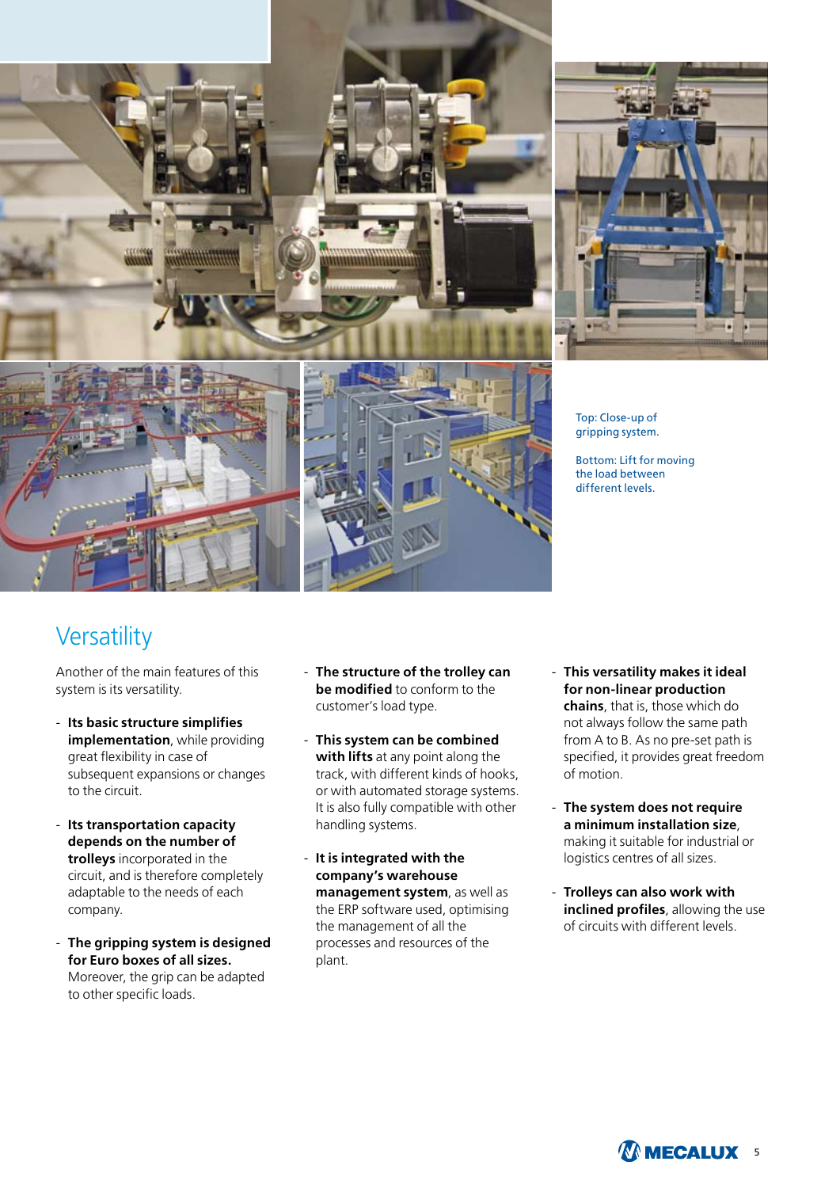Top: Close-up of gripping system.

Bottom: Lift for moving the load between different levels.

## Versatility

Another of the main features of this system is its versatility.

- **Its basic structure simplifies implementation**, while providing great flexibility in case of subsequent expansions or changes to the circuit.

- **Its transportation capacity depends on the number of trolleys** incorporated in the circuit, and is therefore completely adaptable to the needs of each company.

- **The gripping system is designed for Euro boxes of all sizes.** Moreover, the grip can be adapted to other specific loads.

- **The structure of the trolley can be modified** to conform to the customer's load type.

- **This system can be combined with lifts** at any point along the track, with different kinds of hooks, or with automated storage systems. It is also fully compatible with other handling systems.

- **It is integrated with the company's warehouse management system**, as well as the ERP software used, optimising the management of all the processes and resources of the plant.

- **This versatility makes it ideal for non-linear production chains**, that is, those which do not always follow the same path from A to B. As no pre-set path is specified, it provides great freedom of motion.

- **The system does not require a minimum installation size**, making it suitable for industrial or logistics centres of all sizes.

- **Trolleys can also work with inclined profiles**, allowing the use of circuits with different levels.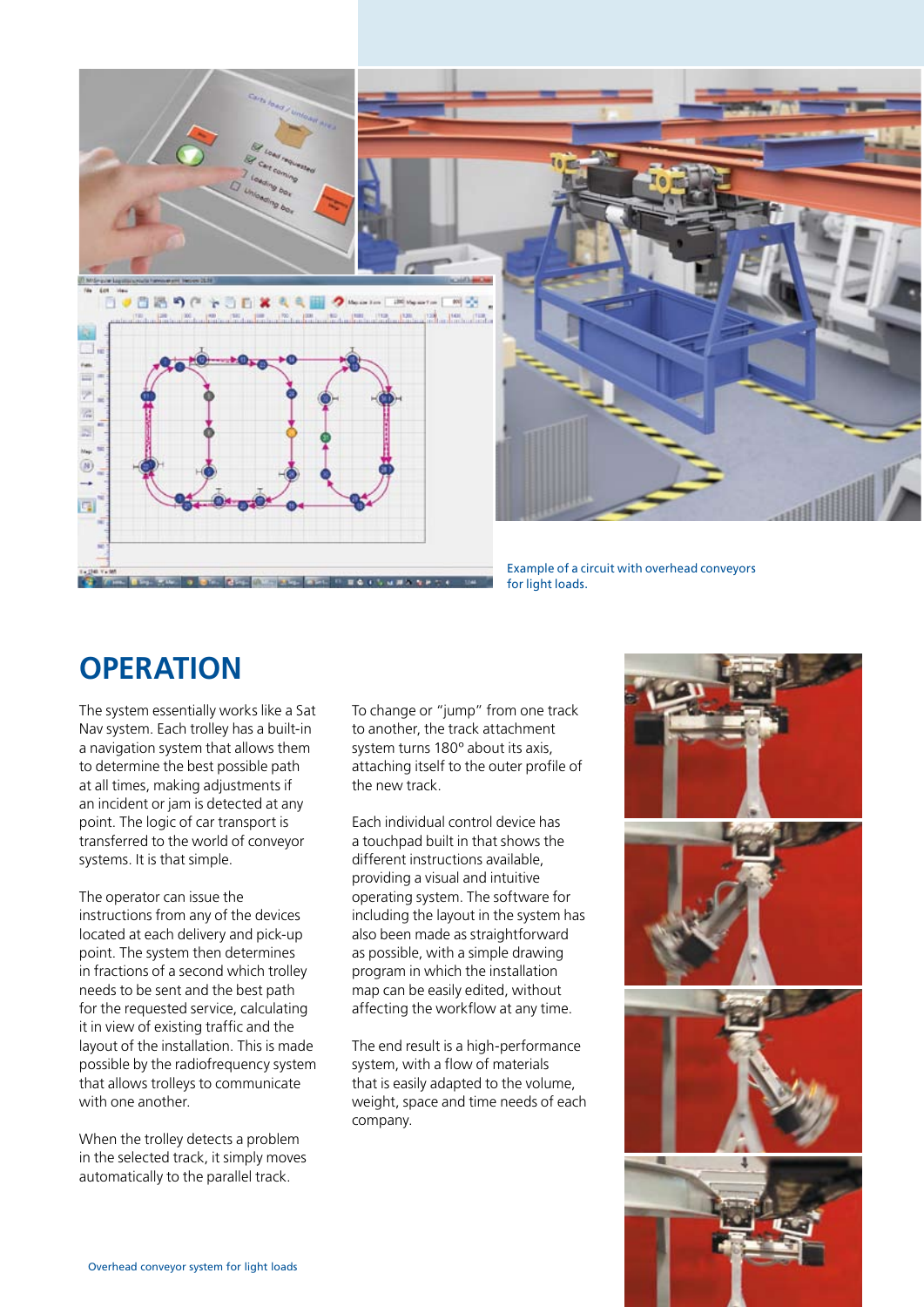Example of a circuit with overhead conveyors for light loads.

## OPERATION

The system essentially works like a Sat Nav system. Each trolley has a built-in a navigation system that allows them to determine the best possible path at all times, making adjustments if an incident or jam is detected at any point. The logic of car transport is transferred to the world of conveyor systems. It is that simple.

The operator can issue the instructions from any of the devices located at each delivery and pick-up point. The system then determines in fractions of a second which trolley needs to be sent and the best path for the requested service, calculating it in view of existing traffic and the layout of the installation. This is made possible by the radiofrequency system that allows trolleys to communicate with one another.

When the trolley detects a problem in the selected track, it simply moves automatically to the parallel track.

To change or “jump” from one track to another, the track attachment system turns 180º about its axis, attaching itself to the outer profile of the new track.

Each individual control device has a touchpad built in that shows the different instructions available, providing a visual and intuitive operating system. The software for including the layout in the system has also been made as straightforward as possible, with a simple drawing program in which the installation map can be easily edited, without affecting the workflow at any time.

The end result is a high-performance system, with a flow of materials that is easily adapted to the volume, weight, space and time needs of each company.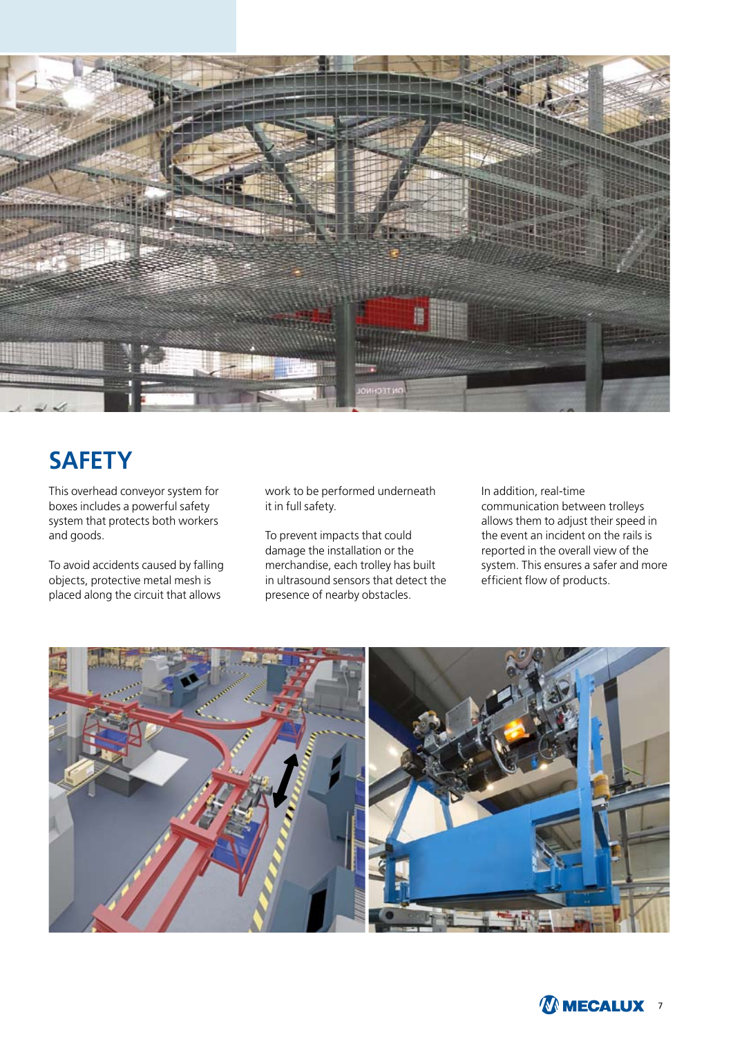## SAFETY

This overhead conveyor system for boxes includes a powerful safety system that protects both workers and goods.

To avoid accidents caused by falling objects, protective metal mesh is placed along the circuit that allows work to be performed underneath it in full safety.

To prevent impacts that could damage the installation or the merchandise, each trolley has built in ultrasound sensors that detect the presence of nearby obstacles.

In addition, real-time communication between trolleys allows them to adjust their speed in the event an incident on the rails is reported in the overall view of the system. This ensures a safer and more efficient flow of products.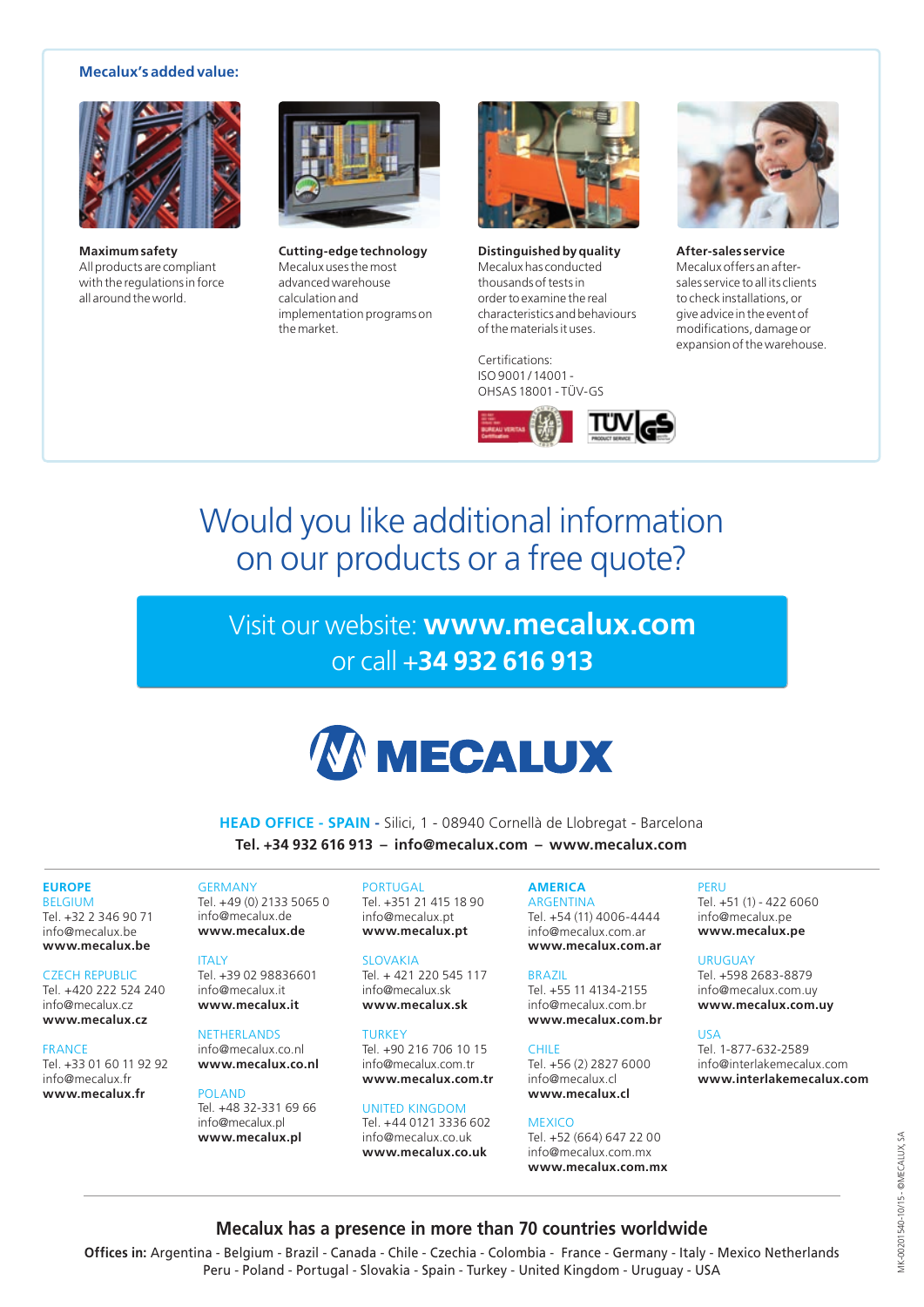## Mecalux's added value:

**Maximum safety**
All products are compliant with the regulations in force all around the world.

**Cutting-edge technology**
Mecalux uses the most advanced warehouse calculation and implementation programs on the market.

**Distinguished by quality**
Mecalux has conducted thousands of tests in order to examine the real characteristics and behaviours of the materials it uses.

Certifications:
ISO 9001 / 14001 - OHSAS 18001 - TÜV-GS

**After-sales service**
Mecalux offers an after-sales service to all its clients to check installations, or give advice in the event of modifications, damage or expansion of the warehouse.

# Would you like additional information on our products or a free quote?

Visit our website: **www.mecalux.com**
or call **+34 932 616 913**

**MECALUX**

**HEAD OFFICE - SPAIN** - Silici, 1 - 08940 Cornellà de Llobregat - Barcelona
**Tel. +34 932 616 913 – info@mecalux.com – www.mecalux.com**

**EUROPE**

BELGIUM
Tel. +32 2 346 90 71
info@mecalux.be
**www.mecalux.be**

CZECH REPUBLIC
Tel. +420 222 524 240
info@mecalux.cz
**www.mecalux.cz**

FRANCE
Tel. +33 01 60 11 92 92
info@mecalux.fr
**www.mecalux.fr**

GERMANY
Tel. +49 (0) 2133 5065 0
info@mecalux.de
**www.mecalux.de**

ITALY
Tel. +39 02 98836601
info@mecalux.it
**www.mecalux.it**

NETHERLANDS
info@mecalux.co.nl
**www.mecalux.co.nl**

POLAND
Tel. +48 32-331 69 66
info@mecalux.pl
**www.mecalux.pl**

PORTUGAL
Tel. +351 21 415 18 90
info@mecalux.pt
**www.mecalux.pt**

SLOVAKIA
Tel. + 421 220 545 117
info@mecalux.sk
**www.mecalux.sk**

TURKEY
Tel. +90 216 706 10 15
info@mecalux.com.tr
**www.mecalux.com.tr**

UNITED KINGDOM
Tel. +44 0121 3336 602
info@mecalux.co.uk
**www.mecalux.co.uk**

**AMERICA**

ARGENTINA
Tel. +54 (11) 4006-4444
info@mecalux.com.ar
**www.mecalux.com.ar**

BRAZIL
Tel. +55 11 4134-2155
info@mecalux.com.br
**www.mecalux.com.br**

CHILE
Tel. +56 (2) 2827 6000
info@mecalux.cl
**www.mecalux.cl**

MEXICO
Tel. +52 (664) 647 22 00
info@mecalux.com.mx
**www.mecalux.com.mx**

PERU
Tel. +51 (1) - 422 6060
info@mecalux.pe
**www.mecalux.pe**

URUGUAY
Tel. +598 2683-8879
info@mecalux.com.uy
**www.mecalux.com.uy**

USA
Tel. 1-877-632-2589
info@interlakemecalux.com
**www.interlakemecalux.com**

**Mecalux has a presence in more than 70 countries worldwide**

**Offices in:** Argentina - Belgium - Brazil - Canada - Chile - Colombia - Czechia - France - Germany - Italy - Mexico Netherlands Peru - Poland - Portugal - Slovakia - Spain - Turkey - United Kingdom - Uruguay - USA

MK-00201540-10/15 - ©MECALUX, SA